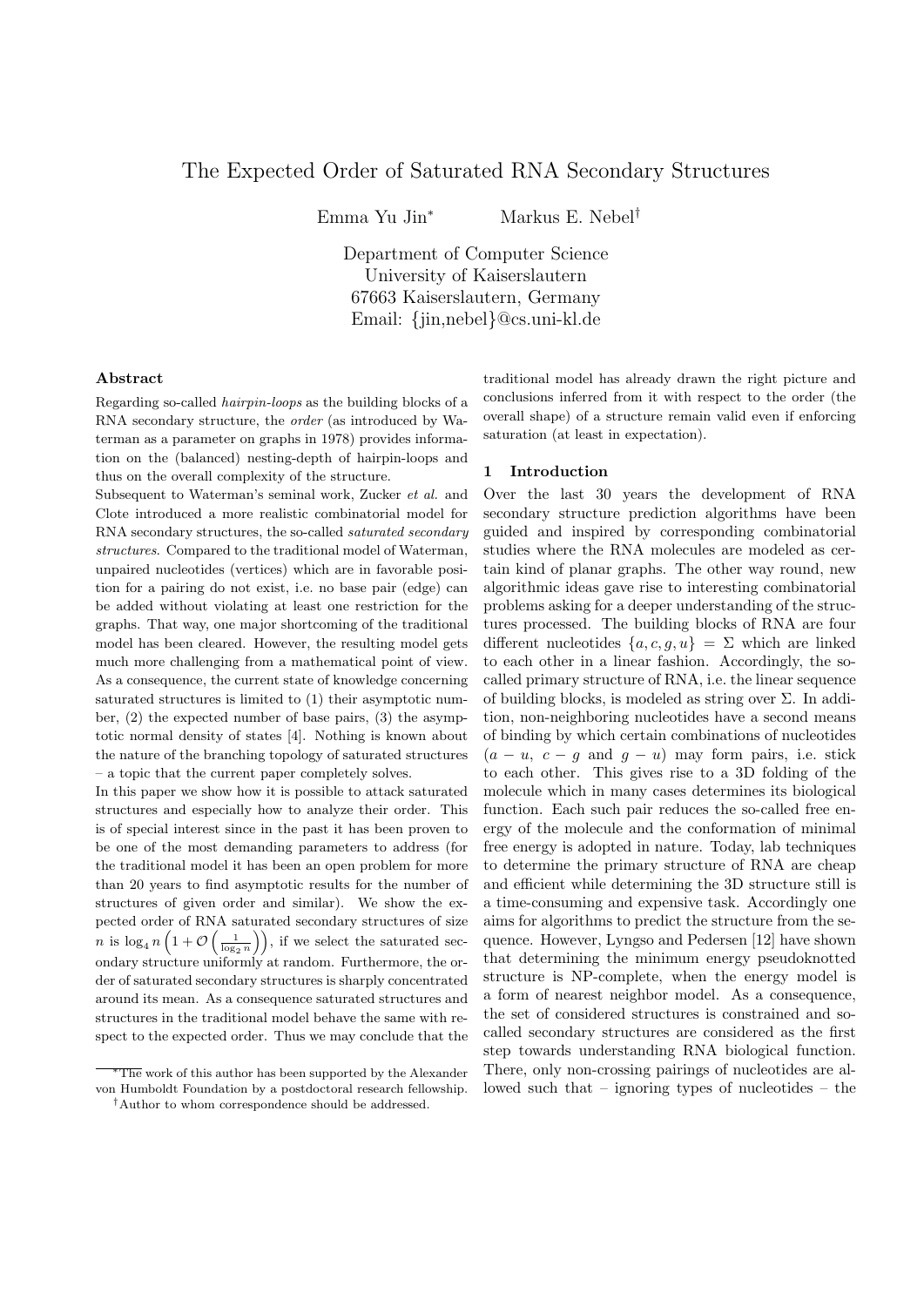# The Expected Order of Saturated RNA Secondary Structures

Emma Yu Jin[*] Markus E. Nebel[†]

Department of Computer Science
University of Kaiserslautern
67663 Kaiserslautern, Germany
Email: {jin,nebel}@cs.uni-kl.de

## Abstract

Regarding so-called *hairpin-loops* as the building blocks of a RNA secondary structure, the *order* (as introduced by Waterman as a parameter on graphs in 1978) provides information on the (balanced) nesting-depth of hairpin-loops and thus on the overall complexity of the structure.

Subsequent to Waterman's seminal work, Zucker *et al.* and Clote introduced a more realistic combinatorial model for RNA secondary structures, the so-called *saturated secondary structures*. Compared to the traditional model of Waterman, unpaired nucleotides (vertices) which are in favorable position for a pairing do not exist, i.e. no base pair (edge) can be added without violating at least one restriction for the graphs. That way, one major shortcoming of the traditional model has been cleared. However, the resulting model gets much more challenging from a mathematical point of view. As a consequence, the current state of knowledge concerning saturated structures is limited to (1) their asymptotic number, (2) the expected number of base pairs, (3) the asymptotic normal density of states [4]. Nothing is known about the nature of the branching topology of saturated structures – a topic that the current paper completely solves.

In this paper we show how it is possible to attack saturated structures and especially how to analyze their order. This is of special interest since in the past it has been proven to be one of the most demanding parameters to address (for the traditional model it has been an open problem for more than 20 years to find asymptotic results for the number of structures of given order and similar). We show the expected order of RNA saturated secondary structures of size $n$ is $\log_4 n \left(1 + \mathcal{O}\left(\frac{1}{\log_2 n}\right)\right)$, if we select the saturated secondary structure uniformly at random. Furthermore, the order of saturated secondary structures is sharply concentrated around its mean. As a consequence saturated structures and structures in the traditional model behave the same with respect to the expected order. Thus we may conclude that the traditional model has already drawn the right picture and conclusions inferred from it with respect to the order (the overall shape) of a structure remain valid even if enforcing saturation (at least in expectation).

## 1 Introduction

Over the last 30 years the development of RNA secondary structure prediction algorithms have been guided and inspired by corresponding combinatorial studies where the RNA molecules are modeled as certain kind of planar graphs. The other way round, new algorithmic ideas gave rise to interesting combinatorial problems asking for a deeper understanding of the structures processed. The building blocks of RNA are four different nucleotides $\{a, c, g, u\} = \Sigma$ which are linked to each other in a linear fashion. Accordingly, the so-called primary structure of RNA, i.e. the linear sequence of building blocks, is modeled as string over $\Sigma$. In addition, non-neighboring nucleotides have a second means of binding by which certain combinations of nucleotides ($a - u$, $c - g$ and $g - u$) may form pairs, i.e. stick to each other. This gives rise to a 3D folding of the molecule which in many cases determines its biological function. Each such pair reduces the so-called free energy of the molecule and the conformation of minimal free energy is adopted in nature. Today, lab techniques to determine the primary structure of RNA are cheap and efficient while determining the 3D structure still is a time-consuming and expensive task. Accordingly one aims for algorithms to predict the structure from the sequence. However, Lyngso and Pedersen [12] have shown that determining the minimum energy pseudoknotted structure is NP-complete, when the energy model is a form of nearest neighbor model. As a consequence, the set of considered structures is constrained and so-called secondary structures are considered as the first step towards understanding RNA biological function. There, only non-crossing pairings of nucleotides are allowed such that – ignoring types of nucleotides – the

[*]The work of this author has been supported by the Alexander von Humboldt Foundation by a postdoctoral research fellowship.

[†]Author to whom correspondence should be addressed.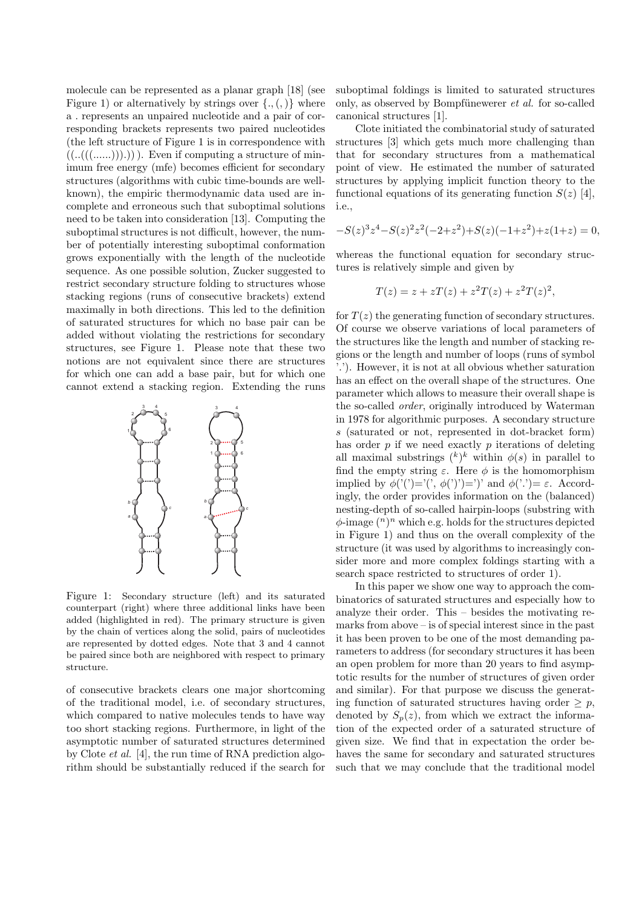molecule can be represented as a planar graph [18] (see Figure 1) or alternatively by strings over $\{., (, )\}$ where a . represents an unpaired nucleotide and a pair of corresponding brackets represents two paired nucleotides (the left structure of Figure 1 is in correspondence with ((..(((......))).)) ). Even if computing a structure of minimum free energy (mfe) becomes efficient for secondary structures (algorithms with cubic time-bounds are well-known), the empiric thermodynamic data used are incomplete and erroneous such that suboptimal solutions need to be taken into consideration [13]. Computing the suboptimal structures is not difficult, however, the number of potentially interesting suboptimal conformation grows exponentially with the length of the nucleotide sequence. As one possible solution, Zucker suggested to restrict secondary structure folding to structures whose stacking regions (runs of consecutive brackets) extend maximally in both directions. This led to the definition of saturated structures for which no base pair can be added without violating the restrictions for secondary structures, see Figure 1. Please note that these two notions are not equivalent since there are structures for which one can add a base pair, but for which one cannot extend a stacking region. Extending the runs of consecutive brackets clears one major shortcoming of the traditional model, i.e. of secondary structures, which compared to native molecules tends to have way too short stacking regions. Furthermore, in light of the asymptotic number of saturated structures determined by Clote *et al.* [4], the run time of RNA prediction algorithm should be substantially reduced if the search for suboptimal foldings is limited to saturated structures only, as observed by Bompfünewerer *et al.* for so-called canonical structures [1].

Figure 1: Secondary structure (left) and its saturated counterpart (right) where three additional links have been added (highlighted in red). The primary structure is given by the chain of vertices along the solid, pairs of nucleotides are represented by dotted edges. Note that 3 and 4 cannot be paired since both are neighbored with respect to primary structure.

Clote initiated the combinatorial study of saturated structures [3] which gets much more challenging than that for secondary structures from a mathematical point of view. He estimated the number of saturated structures by applying implicit function theory to the functional equations of its generating function $S(z)$ [4], i.e.,

$$-S(z)^3z^4 - S(z)^2z^2(-2+z^2) + S(z)(-1+z^2) + z(1+z) = 0,$$

whereas the functional equation for secondary structures is relatively simple and given by

$$T(z) = z + zT(z) + z^2T(z) + z^2T(z)^2,$$

for $T(z)$ the generating function of secondary structures. Of course we observe variations of local parameters of the structures like the length and number of stacking regions or the length and number of loops (runs of symbol '.'). However, it is not at all obvious whether saturation has an effect on the overall shape of the structures. One parameter which allows to measure their overall shape is the so-called *order*, originally introduced by Waterman in 1978 for algorithmic purposes. A secondary structure $s$ (saturated or not, represented in dot-bracket form) has order $p$ if we need exactly $p$ iterations of deleting all maximal substrings $(^k)^k$ within $\phi(s)$ in parallel to find the empty string $\varepsilon$. Here $\phi$ is the homomorphism implied by $\phi('(')='('$, $\phi(')')=')'$ and $\phi('.')=\varepsilon$. Accordingly, the order provides information on the (balanced) nesting-depth of so-called hairpin-loops (substring with $\phi$-image $(^n)^n$ which e.g. holds for the structures depicted in Figure 1) and thus on the overall complexity of the structure (it was used by algorithms to increasingly consider more and more complex foldings starting with a search space restricted to structures of order 1).

In this paper we show one way to approach the combinatorics of saturated structures and especially how to analyze their order. This – besides the motivating remarks from above – is of special interest since in the past it has been proven to be one of the most demanding parameters to address (for secondary structures it has been an open problem for more than 20 years to find asymptotic results for the number of structures of given order and similar). For that purpose we discuss the generating function of saturated structures having order $\geq p$, denoted by $S_p(z)$, from which we extract the information of the expected order of a saturated structure of given size. We find that in expectation the order behaves the same for secondary and saturated structures such that we may conclude that the traditional model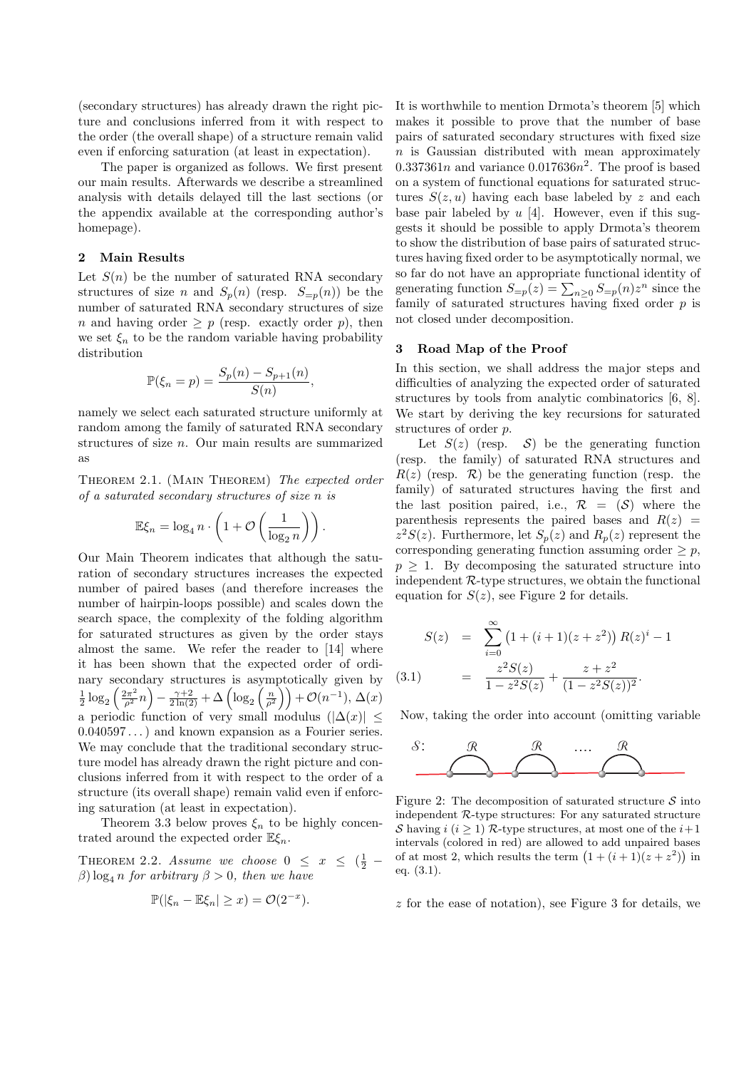(secondary structures) has already drawn the right picture and conclusions inferred from it with respect to the order (the overall shape) of a structure remain valid even if enforcing saturation (at least in expectation).

The paper is organized as follows. We first present our main results. Afterwards we describe a streamlined analysis with details delayed till the last sections (or the appendix available at the corresponding author's homepage).

## 2 Main Results

Let $S(n)$ be the number of saturated RNA secondary structures of size $n$ and $S_p(n)$ (resp. $S_{=p}(n)$) be the number of saturated RNA secondary structures of size $n$ and having order $\geq p$ (resp. exactly order $p$), then we set $\xi_n$ to be the random variable having probability distribution

$$\mathbb{P}(\xi_n = p) = \frac{S_p(n) - S_{p+1}(n)}{S(n)},$$

namely we select each saturated structure uniformly at random among the family of saturated RNA secondary structures of size $n$. Our main results are summarized as

THEOREM 2.1. (MAIN THEOREM) *The expected order of a saturated secondary structures of size $n$ is*

$$\mathbb{E}\xi_n = \log_4 n \cdot \left(1 + \mathcal{O}\left(\frac{1}{\log_2 n}\right)\right).$$

Our Main Theorem indicates that although the saturation of secondary structures increases the expected number of paired bases (and therefore increases the number of hairpin-loops possible) and scales down the search space, the complexity of the folding algorithm for saturated structures as given by the order stays almost the same. We refer the reader to [14] where it has been shown that the expected order of ordinary secondary structures is asymptotically given by $\frac{1}{2}\log_2\left(\frac{2\pi^2}{\rho^2}n\right) - \frac{\gamma+2}{2\ln(2)} + \Delta\left(\log_2\left(\frac{n}{\rho^2}\right)\right) + \mathcal{O}(n^{-1})$, $\Delta(x)$ a periodic function of very small modulus ($|\Delta(x)| \leq 0.040597\ldots$) and known expansion as a Fourier series. We may conclude that the traditional secondary structure model has already drawn the right picture and conclusions inferred from it with respect to the order of a structure (its overall shape) remain valid even if enforcing saturation (at least in expectation).

Theorem 3.3 below proves $\xi_n$ to be highly concentrated around the expected order $\mathbb{E}\xi_n$.

THEOREM 2.2. *Assume we choose $0 \leq x \leq (\frac{1}{2} - \beta)\log_4 n$ for arbitrary $\beta > 0$, then we have*

$$\mathbb{P}(|\xi_n - \mathbb{E}\xi_n| \geq x) = \mathcal{O}(2^{-x}).$$

It is worthwhile to mention Drmota's theorem [5] which makes it possible to prove that the number of base pairs of saturated secondary structures with fixed size $n$ is Gaussian distributed with mean approximately $0.337361n$ and variance $0.017636n^2$. The proof is based on a system of functional equations for saturated structures $S(z,u)$ having each base labeled by $z$ and each base pair labeled by $u$ [4]. However, even if this suggests it should be possible to apply Drmota's theorem to show the distribution of base pairs of saturated structures having fixed order to be asymptotically normal, we so far do not have an appropriate functional identity of generating function $S_{=p}(z) = \sum_{n\geq 0} S_{=p}(n)z^n$ since the family of saturated structures having fixed order $p$ is not closed under decomposition.

## 3 Road Map of the Proof

In this section, we shall address the major steps and difficulties of analyzing the expected order of saturated structures by tools from analytic combinatorics [6, 8]. We start by deriving the key recursions for saturated structures of order $p$.

Let $S(z)$ (resp. $\mathcal{S}$) be the generating function (resp. the family) of saturated RNA structures and $R(z)$ (resp. $\mathcal{R}$) be the generating function (resp. the family) of saturated structures having the first and the last position paired, i.e., $\mathcal{R} = (\mathcal{S})$ where the parenthesis represents the paired bases and $R(z) = z^2 S(z)$. Furthermore, let $S_p(z)$ and $R_p(z)$ represent the corresponding generating function assuming order $\geq p$, $p \geq 1$. By decomposing the saturated structure into independent $\mathcal{R}$-type structures, we obtain the functional equation for $S(z)$, see Figure 2 for details.

$$\begin{aligned} S(z) &= \sum_{i=0}^{\infty} \left(1 + (i+1)(z+z^2)\right) R(z)^i - 1 \\ &= \frac{z^2 S(z)}{1 - z^2 S(z)} + \frac{z + z^2}{(1 - z^2 S(z))^2}. \end{aligned} \tag{3.1}$$

Figure 2: The decomposition of saturated structure $\mathcal{S}$ into independent $\mathcal{R}$-type structures: For any saturated structure $\mathcal{S}$ having $i$ ($i \geq 1$) $\mathcal{R}$-type structures, at most one of the $i+1$ intervals (colored in red) are allowed to add unpaired bases of at most 2, which results the term $\left(1 + (i+1)(z+z^2)\right)$ in eq. (3.1).

Now, taking the order into account (omitting variable $z$ for the ease of notation), see Figure 3 for details, we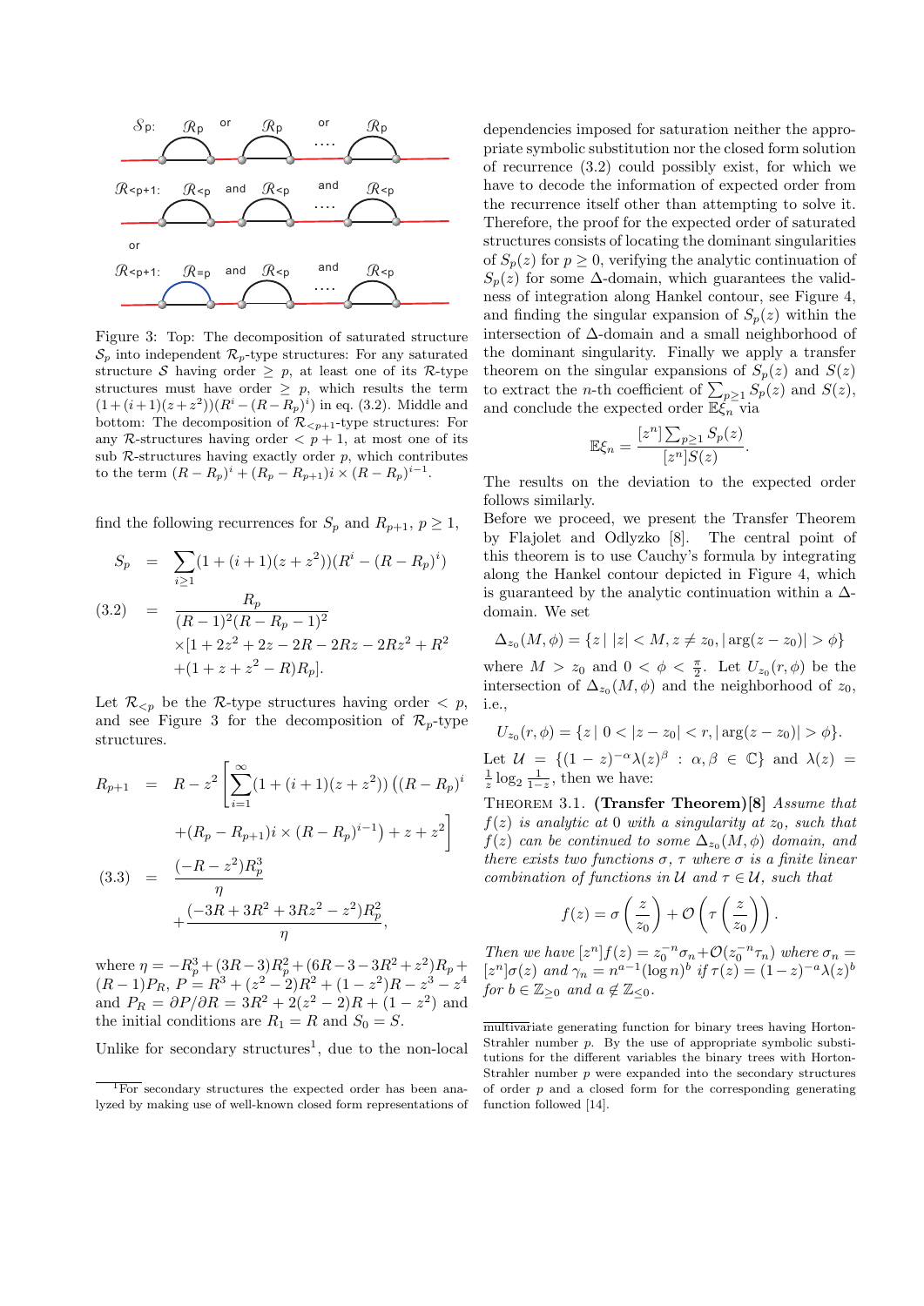Figure 3: Top: The decomposition of saturated structure $\mathcal{S}_p$ into independent $\mathcal{R}_p$-type structures: For any saturated structure $\mathcal{S}$ having order $\geq p$, at least one of its $\mathcal{R}$-type structures must have order $\geq p$, which results the term $(1+(i+1)(z+z^2))(R^i-(R-R_p)^i)$ in eq. (3.2). Middle and bottom: The decomposition of $\mathcal{R}_{<p+1}$-type structures: For any $\mathcal{R}$-structures having order $< p+1$, at most one of its sub $\mathcal{R}$-structures having exactly order $p$, which contributes to the term $(R-R_p)^i + (R_p - R_{p+1})i \times (R-R_p)^{i-1}$.

find the following recurrences for $S_p$ and $R_{p+1}$, $p \geq 1$,

$$
\begin{aligned}
S_p &= \sum_{i\geq 1}(1+(i+1)(z+z^2))(R^i-(R-R_p)^i) \\
(3.2) \quad &= \frac{R_p}{(R-1)^2(R-R_p-1)^2} \\
&\quad \times[1+2z^2+2z-2R-2Rz-2Rz^2+R^2 \\
&\quad +(1+z+z^2-R)R_p].
\end{aligned}
$$

Let $\mathcal{R}_{<p}$ be the $\mathcal{R}$-type structures having order $< p$, and see Figure 3 for the decomposition of $\mathcal{R}_p$-type structures.

$$
\begin{aligned}
R_{p+1} &= R - z^2\Bigg[\sum_{i=1}^{\infty}(1+(i+1)(z+z^2))\left((R-R_p)^i\right. \\
&\quad \left. +(R_p-R_{p+1})i\times(R-R_p)^{i-1}\right)+z+z^2\Bigg] \\
(3.3) \quad &= \frac{(-R-z^2)R_p^3}{\eta} \\
&\quad +\frac{(-3R+3R^2+3Rz^2-z^2)R_p^2}{\eta},
\end{aligned}
$$

where $\eta = -R_p^3 + (3R-3)R_p^2 + (6R-3-3R^2+z^2)R_p + (R-1)P_R$, $P = R^3+(z^2-2)R^2+(1-z^2)R-z^3-z^4$ and $P_R = \partial P/\partial R = 3R^2+2(z^2-2)R+(1-z^2)$ and the initial conditions are $R_1 = R$ and $S_0 = S$.

Unlike for secondary structures[1], due to the non-local dependencies imposed for saturation neither the appropriate symbolic substitution nor the closed form solution of recurrence (3.2) could possibly exist, for which we have to decode the information of expected order from the recurrence itself other than attempting to solve it. Therefore, the proof for the expected order of saturated structures consists of locating the dominant singularities of $S_p(z)$ for $p \geq 0$, verifying the analytic continuation of $S_p(z)$ for some $\Delta$-domain, which guarantees the validness of integration along Hankel contour, see Figure 4, and finding the singular expansion of $S_p(z)$ within the intersection of $\Delta$-domain and a small neighborhood of the dominant singularity. Finally we apply a transfer theorem on the singular expansions of $S_p(z)$ and $S(z)$ to extract the $n$-th coefficient of $\sum_{p\geq 1} S_p(z)$ and $S(z)$, and conclude the expected order $\mathbb{E}\xi_n$ via

$$
\mathbb{E}\xi_n = \frac{[z^n]\sum_{p\geq 1} S_p(z)}{[z^n]S(z)}.
$$

The results on the deviation to the expected order follows similarly.

Before we proceed, we present the Transfer Theorem by Flajolet and Odlyzko [8]. The central point of this theorem is to use Cauchy's formula by integrating along the Hankel contour depicted in Figure 4, which is guaranteed by the analytic continuation within a $\Delta$-domain. We set

$$
\Delta_{z_0}(M,\phi) = \{z \mid |z| < M, z \neq z_0, |\arg(z-z_0)| > \phi\}
$$

where $M > z_0$ and $0 < \phi < \frac{\pi}{2}$. Let $U_{z_0}(r,\phi)$ be the intersection of $\Delta_{z_0}(M,\phi)$ and the neighborhood of $z_0$, i.e.,

$$
U_{z_0}(r,\phi) = \{z \mid 0 < |z-z_0| < r, |\arg(z-z_0)| > \phi\}.
$$

Let $\mathcal{U} = \{(1-z)^{-\alpha}\lambda(z)^{\beta} : \alpha, \beta \in \mathbb{C}\}$ and $\lambda(z) = \frac{1}{z}\log_2 \frac{1}{1-z}$, then we have:

Theorem 3.1. **(Transfer Theorem)[8]** *Assume that $f(z)$ is analytic at $0$ with a singularity at $z_0$, such that $f(z)$ can be continued to some $\Delta_{z_0}(M,\phi)$ domain, and there exists two functions $\sigma$, $\tau$ where $\sigma$ is a finite linear combination of functions in $\mathcal{U}$ and $\tau \in \mathcal{U}$, such that*

$$
f(z) = \sigma\left(\frac{z}{z_0}\right) + \mathcal{O}\left(\tau\left(\frac{z}{z_0}\right)\right).
$$

*Then we have $[z^n]f(z) = z_0^{-n}\sigma_n + \mathcal{O}(z_0^{-n}\tau_n)$ where $\sigma_n = [z^n]\sigma(z)$ and $\gamma_n = n^{a-1}(\log n)^b$ if $\tau(z) = (1-z)^{-a}\lambda(z)^b$ for $b \in \mathbb{Z}_{\geq 0}$ and $a \notin \mathbb{Z}_{\leq 0}$.*

---

[1] For secondary structures the expected order has been analyzed by making use of well-known closed form representations of multivariate generating function for binary trees having Horton-Strahler number $p$. By the use of appropriate symbolic substitutions for the different variables the binary trees with Horton-Strahler number $p$ were expanded into the secondary structures of order $p$ and a closed form for the corresponding generating function followed [14].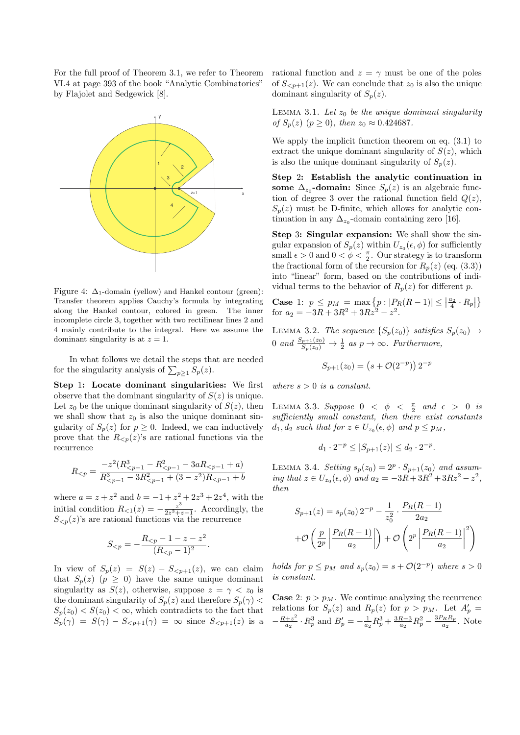For the full proof of Theorem 3.1, we refer to Theorem VI.4 at page 393 of the book "Analytic Combinatorics" by Flajolet and Sedgewick [8].

Figure 4: $\Delta_1$-domain (yellow) and Hankel contour (green): Transfer theorem applies Cauchy's formula by integrating along the Hankel contour, colored in green. The inner incomplete circle 3, together with two rectilinear lines 2 and 4 mainly contribute to the integral. Here we assume the dominant singularity is at $z = 1$.

In what follows we detail the steps that are needed for the singularity analysis of $\sum_{p\geq 1} S_p(z)$.

**Step 1: Locate dominant singularities:** We first observe that the dominant singularity of $S(z)$ is unique. Let $z_0$ be the unique dominant singularity of $S(z)$, then we shall show that $z_0$ is also the unique dominant singularity of $S_p(z)$ for $p \geq 0$. Indeed, we can inductively prove that the $R_{<p}(z)$'s are rational functions via the recurrence

$$R_{<p} = \frac{-z^2(R_{<p-1}^3 - R_{<p-1}^2 - 3aR_{<p-1} + a)}{R_{<p-1}^3 - 3R_{<p-1}^2 + (3 - z^2)R_{<p-1} + b}$$

where $a = z + z^2$ and $b = -1 + z^2 + 2z^3 + 2z^4$, with the initial condition $R_{<1}(z) = -\frac{z^3}{2z^3+z-1}$. Accordingly, the $S_{<p}(z)$'s are rational functions via the recurrence

$$S_{<p} = -\frac{R_{<p} - 1 - z - z^2}{(R_{<p} - 1)^2}.$$

In view of $S_p(z) = S(z) - S_{<p+1}(z)$, we can claim that $S_p(z)$ $(p \geq 0)$ have the same unique dominant singularity as $S(z)$, otherwise, suppose $z = \gamma < z_0$ is the dominant singularity of $S_p(z)$ and therefore $S_p(\gamma) < S_p(z_0) < S(z_0) < \infty$, which contradicts to the fact that $S_p(\gamma) = S(\gamma) - S_{<p+1}(\gamma) = \infty$ since $S_{<p+1}(z)$ is a rational function and $z = \gamma$ must be one of the poles of $S_{<p+1}(z)$. We can conclude that $z_0$ is also the unique dominant singularity of $S_p(z)$.

Lemma 3.1. *Let $z_0$ be the unique dominant singularity of $S_p(z)$ $(p \geq 0)$, then $z_0 \approx 0.424687$.*

We apply the implicit function theorem on eq. (3.1) to extract the unique dominant singularity of $S(z)$, which is also the unique dominant singularity of $S_p(z)$.

**Step 2: Establish the analytic continuation in some $\Delta_{z_0}$-domain:** Since $S_p(z)$ is an algebraic function of degree 3 over the rational function field $Q(z)$, $S_p(z)$ must be D-finite, which allows for analytic continuation in any $\Delta_{z_0}$-domain containing zero [16].

**Step 3: Singular expansion:** We shall show the singular expansion of $S_p(z)$ within $U_{z_0}(\epsilon, \phi)$ for sufficiently small $\epsilon > 0$ and $0 < \phi < \frac{\pi}{2}$. Our strategy is to transform the fractional form of the recursion for $R_p(z)$ (eq. (3.3)) into "linear" form, based on the contributions of individual terms to the behavior of $R_p(z)$ for different $p$.

**Case 1:** $p \leq p_M = \max\left\{p : |P_R(R-1)| \leq \left|\frac{a_2}{4} \cdot R_p\right|\right\}$ for $a_2 = -3R + 3R^2 + 3Rz^2 - z^2$.

Lemma 3.2. *The sequence $\{S_p(z_0)\}$ satisfies $S_p(z_0) \to 0$ and $\frac{S_{p+1}(z_0)}{S_p(z_0)} \to \frac{1}{2}$ as $p \to \infty$. Furthermore,*

$$S_{p+1}(z_0) = \left(s + \mathcal{O}(2^{-p})\right) 2^{-p}$$

*where $s > 0$ is a constant.*

Lemma 3.3. *Suppose $0 < \phi < \frac{\pi}{2}$ and $\epsilon > 0$ is sufficiently small constant, then there exist constants $d_1, d_2$ such that for $z \in U_{z_0}(\epsilon, \phi)$ and $p \leq p_M$,*

$$d_1 \cdot 2^{-p} \leq |S_{p+1}(z)| \leq d_2 \cdot 2^{-p}.$$

Lemma 3.4. *Setting $s_p(z_0) = 2^p \cdot S_{p+1}(z_0)$ and assuming that $z \in U_{z_0}(\epsilon, \phi)$ and $a_2 = -3R + 3R^2 + 3Rz^2 - z^2$, then*

$$S_{p+1}(z) = s_p(z_0)\, 2^{-p} - \frac{1}{z_0^2} \cdot \frac{P_R(R-1)}{2a_2}$$
$$+\mathcal{O}\left(\frac{p}{2^p}\left|\frac{P_R(R-1)}{a_2}\right|\right) + \mathcal{O}\left(2^p\left|\frac{P_R(R-1)}{a_2}\right|^2\right)$$

*holds for $p \leq p_M$ and $s_p(z_0) = s + \mathcal{O}(2^{-p})$ where $s > 0$ is constant.*

**Case 2:** $p > p_M$. We continue analyzing the recurrence relations for $S_p(z)$ and $R_p(z)$ for $p > p_M$. Let $A'_p = -\frac{R+z^2}{a_2} \cdot R_p^3$ and $B'_p = -\frac{1}{a_2}R_p^3 + \frac{3R-3}{a_2}R_p^2 - \frac{3P_R R_p}{a_2}$. Note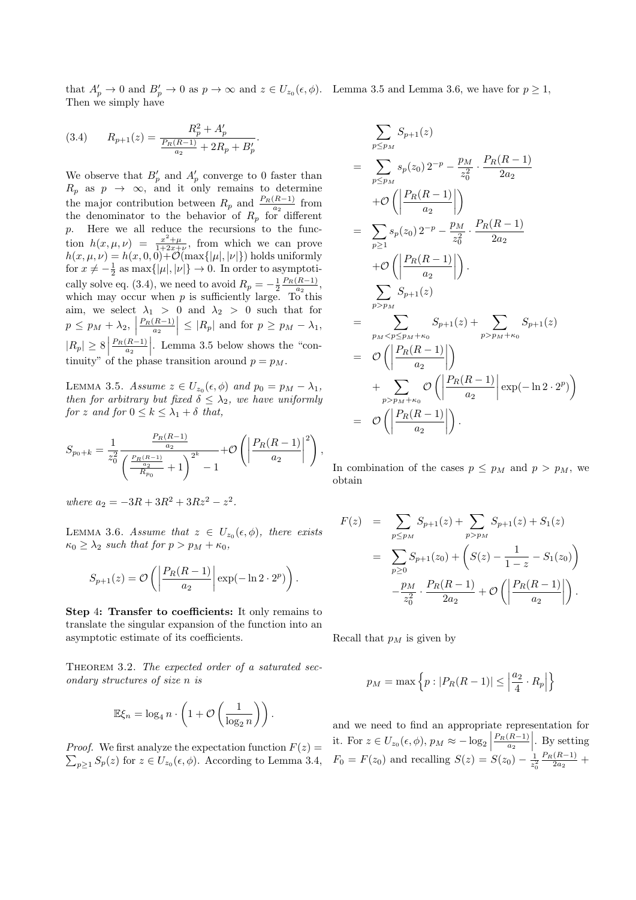that $A'_p \to 0$ and $B'_p \to 0$ as $p \to \infty$ and $z \in U_{z_0}(\epsilon, \phi)$. Then we simply have

$$R_{p+1}(z) = \frac{R_p^2 + A'_p}{\frac{P_R(R-1)}{a_2} + 2R_p + B'_p}. \tag{3.4}$$

We observe that $B'_p$ and $A'_p$ converge to 0 faster than $R_p$ as $p \to \infty$, and it only remains to determine the major contribution between $R_p$ and $\frac{P_R(R-1)}{a_2}$ from the denominator to the behavior of $R_p$ for different $p$. Here we all reduce the recursions to the function $h(x, \mu, \nu) = \frac{x^2+\mu}{1+2x+\nu}$, from which we can prove $h(x, \mu, \nu) = h(x, 0, 0) + \mathcal{O}(\max\{|\mu|, |\nu|\})$ holds uniformly for $x \neq -\frac{1}{2}$ as $\max\{|\mu|, |\nu|\} \to 0$. In order to asymptotically solve eq. (3.4), we need to avoid $R_p = -\frac{1}{2}\frac{P_R(R-1)}{a_2}$, which may occur when $p$ is sufficiently large. To this aim, we select $\lambda_1 > 0$ and $\lambda_2 > 0$ such that for $p \leq p_M + \lambda_2$, $\left|\frac{P_R(R-1)}{a_2}\right| \leq |R_p|$ and for $p \geq p_M - \lambda_1$, $|R_p| \geq 8\left|\frac{P_R(R-1)}{a_2}\right|$. Lemma 3.5 below shows the "continuity" of the phase transition around $p = p_M$.

Lemma 3.5. *Assume $z \in U_{z_0}(\epsilon, \phi)$ and $p_0 = p_M - \lambda_1$, then for arbitrary but fixed $\delta \leq \lambda_2$, we have uniformly for $z$ and for $0 \leq k \leq \lambda_1 + \delta$ that,*

$$S_{p_0+k} = \frac{1}{z_0^2}\frac{\frac{P_R(R-1)}{a_2}}{\left(\frac{\frac{P_R(R-1)}{a_2}}{R_{p_0}} + 1\right)^{2^k} - 1} + \mathcal{O}\left(\left|\frac{P_R(R-1)}{a_2}\right|^2\right),$$

*where $a_2 = -3R + 3R^2 + 3Rz^2 - z^2$.*

Lemma 3.6. *Assume that $z \in U_{z_0}(\epsilon, \phi)$, there exists $\kappa_0 \geq \lambda_2$ such that for $p > p_M + \kappa_0$,*

$$S_{p+1}(z) = \mathcal{O}\left(\left|\frac{P_R(R-1)}{a_2}\right| \exp(-\ln 2 \cdot 2^p)\right).$$

**Step 4: Transfer to coefficients:** It only remains to translate the singular expansion of the function into an asymptotic estimate of its coefficients.

Theorem 3.2. *The expected order of a saturated secondary structures of size $n$ is*

$$\mathbb{E}\xi_n = \log_4 n \cdot \left(1 + \mathcal{O}\left(\frac{1}{\log_2 n}\right)\right).$$

*Proof.* We first analyze the expectation function $F(z) = \sum_{p\geq 1} S_p(z)$ for $z \in U_{z_0}(\epsilon, \phi)$. According to Lemma 3.4, Lemma 3.5 and Lemma 3.6, we have for $p \geq 1$,

$$\begin{aligned}
&\sum_{p\leq p_M} S_{p+1}(z) \\
&= \sum_{p\leq p_M} s_p(z_0)\, 2^{-p} - \frac{p_M}{z_0^2}\cdot\frac{P_R(R-1)}{2a_2} + \mathcal{O}\left(\left|\frac{P_R(R-1)}{a_2}\right|\right) \\
&= \sum_{p\geq 1} s_p(z_0)\, 2^{-p} - \frac{p_M}{z_0^2}\cdot\frac{P_R(R-1)}{2a_2} + \mathcal{O}\left(\left|\frac{P_R(R-1)}{a_2}\right|\right). \\
&\sum_{p>p_M} S_{p+1}(z) \\
&= \sum_{p_M<p\leq p_M+\kappa_0} S_{p+1}(z) + \sum_{p>p_M+\kappa_0} S_{p+1}(z) \\
&= \mathcal{O}\left(\left|\frac{P_R(R-1)}{a_2}\right|\right) + \sum_{p>p_M+\kappa_0} \mathcal{O}\left(\left|\frac{P_R(R-1)}{a_2}\right| \exp(-\ln 2 \cdot 2^p)\right) \\
&= \mathcal{O}\left(\left|\frac{P_R(R-1)}{a_2}\right|\right).
\end{aligned}$$

In combination of the cases $p \leq p_M$ and $p > p_M$, we obtain

$$\begin{aligned}
F(z) &= \sum_{p\leq p_M} S_{p+1}(z) + \sum_{p>p_M} S_{p+1}(z) + S_1(z) \\
&= \sum_{p\geq 0} S_{p+1}(z_0) + \left(S(z) - \frac{1}{1-z} - S_1(z_0)\right) \\
&\quad - \frac{p_M}{z_0^2}\cdot\frac{P_R(R-1)}{2a_2} + \mathcal{O}\left(\left|\frac{P_R(R-1)}{a_2}\right|\right).
\end{aligned}$$

Recall that $p_M$ is given by

$$p_M = \max\left\{p : |P_R(R-1)| \leq \left|\frac{a_2}{4}\cdot R_p\right|\right\}$$

and we need to find an appropriate representation for it. For $z \in U_{z_0}(\epsilon, \phi)$, $p_M \approx -\log_2\left|\frac{P_R(R-1)}{a_2}\right|$. By setting $F_0 = F(z_0)$ and recalling $S(z) = S(z_0) - \frac{1}{z_0^2}\frac{P_R(R-1)}{2a_2} +$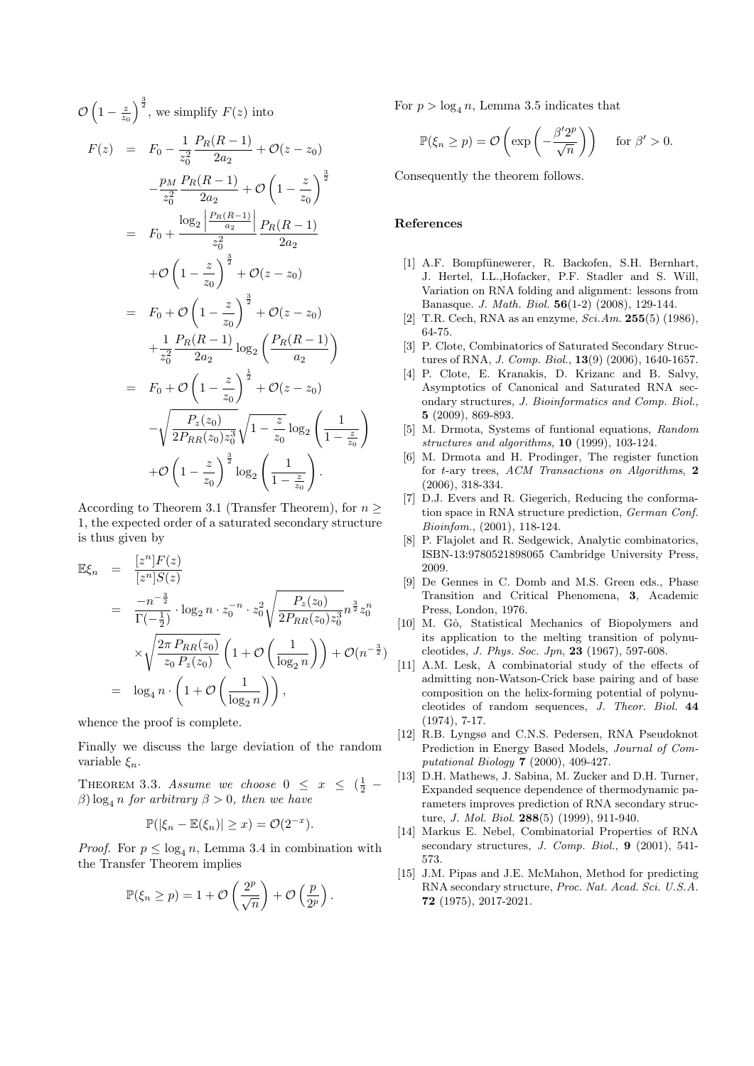$\mathcal{O}\left(1-\frac{z}{z_0}\right)^{\frac{3}{2}}$, we simplify $F(z)$ into

$$
\begin{aligned}
F(z) &= F_0 - \frac{1}{z_0^2}\frac{P_R(R-1)}{2a_2} + \mathcal{O}(z-z_0) \\
&\quad -\frac{p_M}{z_0^2}\frac{P_R(R-1)}{2a_2} + \mathcal{O}\left(1-\frac{z}{z_0}\right)^{\frac{3}{2}} \\
&= F_0 + \frac{\log_2\left|\frac{P_R(R-1)}{a_2}\right|}{z_0^2}\frac{P_R(R-1)}{2a_2} \\
&\quad +\mathcal{O}\left(1-\frac{z}{z_0}\right)^{\frac{3}{2}} + \mathcal{O}(z-z_0) \\
&= F_0 + \mathcal{O}\left(1-\frac{z}{z_0}\right)^{\frac{3}{2}} + \mathcal{O}(z-z_0) \\
&\quad +\frac{1}{z_0^2}\frac{P_R(R-1)}{2a_2}\log_2\left(\frac{P_R(R-1)}{a_2}\right) \\
&= F_0 + \mathcal{O}\left(1-\frac{z}{z_0}\right)^{\frac{1}{2}} + \mathcal{O}(z-z_0) \\
&\quad -\sqrt{\frac{P_z(z_0)}{2P_{RR}(z_0)z_0^3}}\sqrt{1-\frac{z}{z_0}}\log_2\left(\frac{1}{1-\frac{z}{z_0}}\right) \\
&\quad +\mathcal{O}\left(1-\frac{z}{z_0}\right)^{\frac{3}{2}}\log_2\left(\frac{1}{1-\frac{z}{z_0}}\right).
\end{aligned}
$$

According to Theorem 3.1 (Transfer Theorem), for $n \geq 1$, the expected order of a saturated secondary structure is thus given by

$$
\begin{aligned}
\mathbb{E}\xi_n &= \frac{[z^n]F(z)}{[z^n]S(z)} \\
&= \frac{-n^{-\frac{3}{2}}}{\Gamma(-\frac{1}{2})}\cdot\log_2 n\cdot z_0^{-n}\cdot z_0^2\sqrt{\frac{P_z(z_0)}{2P_{RR}(z_0)z_0^3}}n^{\frac{3}{2}}z_0^n \\
&\quad \times\sqrt{\frac{2\pi\, P_{RR}(z_0)}{z_0\, P_z(z_0)}}\left(1+\mathcal{O}\left(\frac{1}{\log_2 n}\right)\right) + \mathcal{O}(n^{-\frac{3}{2}}) \\
&= \log_4 n\cdot\left(1+\mathcal{O}\left(\frac{1}{\log_2 n}\right)\right),
\end{aligned}
$$

whence the proof is complete.

Finally we discuss the large deviation of the random variable $\xi_n$.

THEOREM 3.3. *Assume we choose $0 \leq x \leq (\frac{1}{2} - \beta)\log_4 n$ for arbitrary $\beta > 0$, then we have*

$$
\mathbb{P}(|\xi_n - \mathbb{E}(\xi_n)| \geq x) = \mathcal{O}(2^{-x}).
$$

*Proof.* For $p \leq \log_4 n$, Lemma 3.4 in combination with the Transfer Theorem implies

$$
\mathbb{P}(\xi_n \geq p) = 1 + \mathcal{O}\left(\frac{2^p}{\sqrt{n}}\right) + \mathcal{O}\left(\frac{p}{2^p}\right).
$$

For $p > \log_4 n$, Lemma 3.5 indicates that

$$
\mathbb{P}(\xi_n \geq p) = \mathcal{O}\left(\exp\left(-\frac{\beta' 2^p}{\sqrt{n}}\right)\right) \quad \text{for } \beta' > 0.
$$

Consequently the theorem follows.

## References

[1] A.F. Bompfünewerer, R. Backofen, S.H. Bernhart, J. Hertel, I.L.,Hofacker, P.F. Stadler and S. Will, Variation on RNA folding and alignment: lessons from Banasque. *J. Math. Biol.* **56**(1-2) (2008), 129-144.

[2] T.R. Cech, RNA as an enzyme, *Sci.Am.* **255**(5) (1986), 64-75.

[3] P. Clote, Combinatorics of Saturated Secondary Structures of RNA, *J. Comp. Biol.*, **13**(9) (2006), 1640-1657.

[4] P. Clote, E. Kranakis, D. Krizanc and B. Salvy, Asymptotics of Canonical and Saturated RNA secondary structures, *J. Bioinformatics and Comp. Biol.*, **5** (2009), 869-893.

[5] M. Drmota, Systems of funtional equations, *Random structures and algorithms*, **10** (1999), 103-124.

[6] M. Drmota and H. Prodinger, The register function for $t$-ary trees, *ACM Transactions on Algorithms*, **2** (2006), 318-334.

[7] D.J. Evers and R. Giegerich, Reducing the conformation space in RNA structure prediction, *German Conf. Bioinfom.*, (2001), 118-124.

[8] P. Flajolet and R. Sedgewick, Analytic combinatorics, ISBN-13:9780521898065 Cambridge University Press, 2009.

[9] De Gennes in C. Domb and M.S. Green eds., Phase Transition and Critical Phenomena, **3**, Academic Press, London, 1976.

[10] M. Gô, Statistical Mechanics of Biopolymers and its application to the melting transition of polynucleotides, *J. Phys. Soc. Jpn*, **23** (1967), 597-608.

[11] A.M. Lesk, A combinatorial study of the effects of admitting non-Watson-Crick base pairing and of base composition on the helix-forming potential of polynucleotides of random sequences, *J. Theor. Biol.* **44** (1974), 7-17.

[12] R.B. Lyngsø and C.N.S. Pedersen, RNA Pseudoknot Prediction in Energy Based Models, *Journal of Computational Biology* **7** (2000), 409-427.

[13] D.H. Mathews, J. Sabina, M. Zucker and D.H. Turner, Expanded sequence dependence of thermodynamic parameters improves prediction of RNA secondary structure, *J. Mol. Biol.* **288**(5) (1999), 911-940.

[14] Markus E. Nebel, Combinatorial Properties of RNA secondary structures, *J. Comp. Biol.*, **9** (2001), 541-573.

[15] J.M. Pipas and J.E. McMahon, Method for predicting RNA secondary structure, *Proc. Nat. Acad. Sci. U.S.A.* **72** (1975), 2017-2021.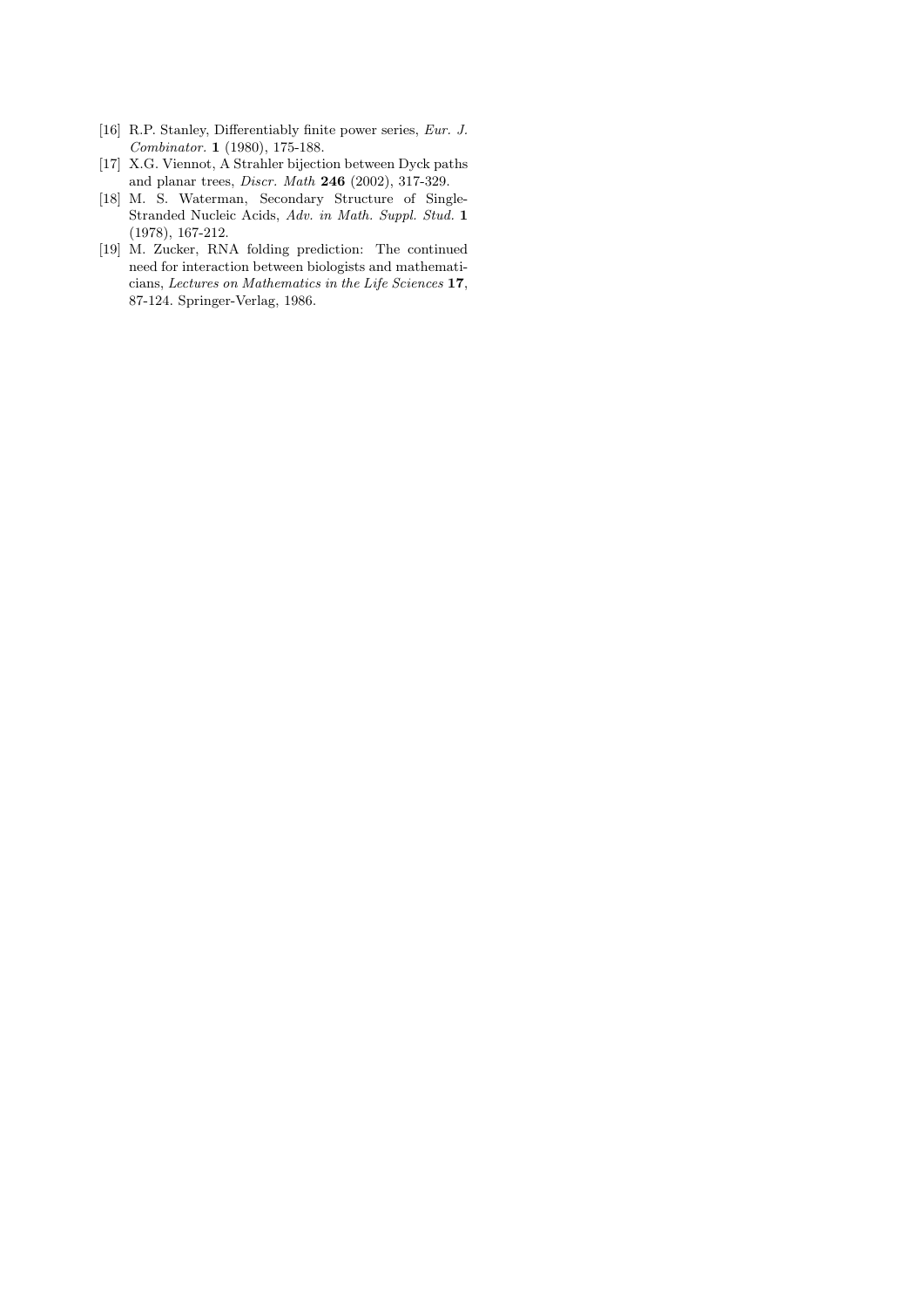[16] R.P. Stanley, Differentiably finite power series, *Eur. J. Combinator.* **1** (1980), 175-188.

[17] X.G. Viennot, A Strahler bijection between Dyck paths and planar trees, *Discr. Math* **246** (2002), 317-329.

[18] M. S. Waterman, Secondary Structure of Single-Stranded Nucleic Acids, *Adv. in Math. Suppl. Stud.* **1** (1978), 167-212.

[19] M. Zucker, RNA folding prediction: The continued need for interaction between biologists and mathematicians, *Lectures on Mathematics in the Life Sciences* **17**, 87-124. Springer-Verlag, 1986.